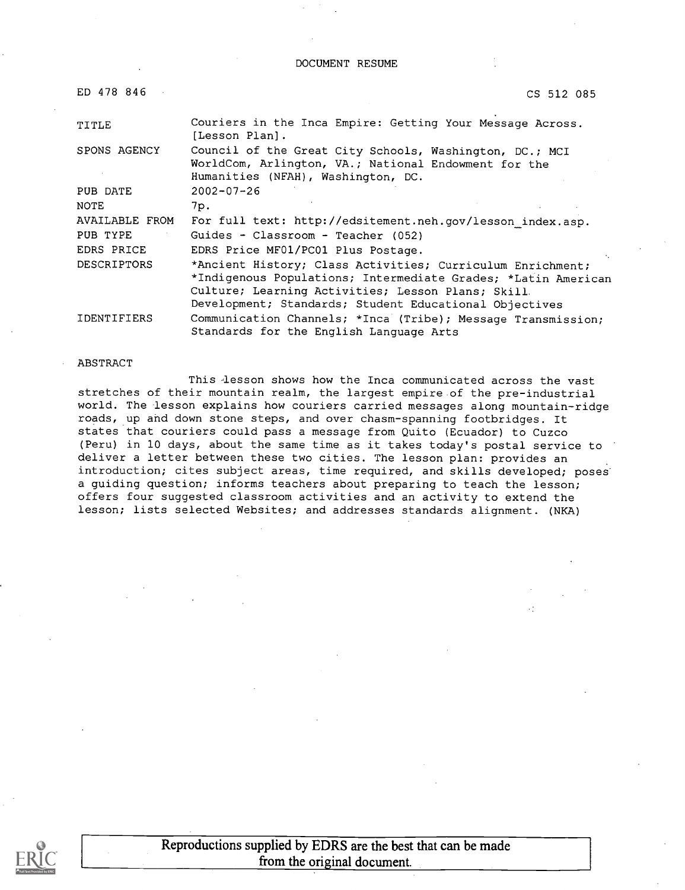DOCUMENT RESUME

| | |
|---|---|
| ED 478 846 | CS 512 085 |
| TITLE | Couriers in the Inca Empire: Getting Your Message Across. [Lesson Plan]. |
| SPONS AGENCY | Council of the Great City Schools, Washington, DC.; MCI WorldCom, Arlington, VA.; National Endowment for the Humanities (NFAH), Washington, DC. |
| PUB DATE | 2002-07-26 |
| NOTE | 7p. |
| AVAILABLE FROM | For full text: http://edsitement.neh.gov/lesson_index.asp. |
| PUB TYPE | Guides - Classroom - Teacher (052) |
| EDRS PRICE | EDRS Price MF01/PC01 Plus Postage. |
| DESCRIPTORS | *Ancient History; Class Activities; Curriculum Enrichment; *Indigenous Populations; Intermediate Grades; *Latin American Culture; Learning Activities; Lesson Plans; Skill Development; Standards; Student Educational Objectives |
| IDENTIFIERS | Communication Channels; *Inca (Tribe); Message Transmission; Standards for the English Language Arts |

ABSTRACT

This lesson shows how the Inca communicated across the vast stretches of their mountain realm, the largest empire of the pre-industrial world. The lesson explains how couriers carried messages along mountain-ridge roads, up and down stone steps, and over chasm-spanning footbridges. It states that couriers could pass a message from Quito (Ecuador) to Cuzco (Peru) in 10 days, about the same time as it takes today's postal service to deliver a letter between these two cities. The lesson plan: provides an introduction; cites subject areas, time required, and skills developed; poses a guiding question; informs teachers about preparing to teach the lesson; offers four suggested classroom activities and an activity to extend the lesson; lists selected Websites; and addresses standards alignment. (NKA)

Reproductions supplied by EDRS are the best that can be made from the original document.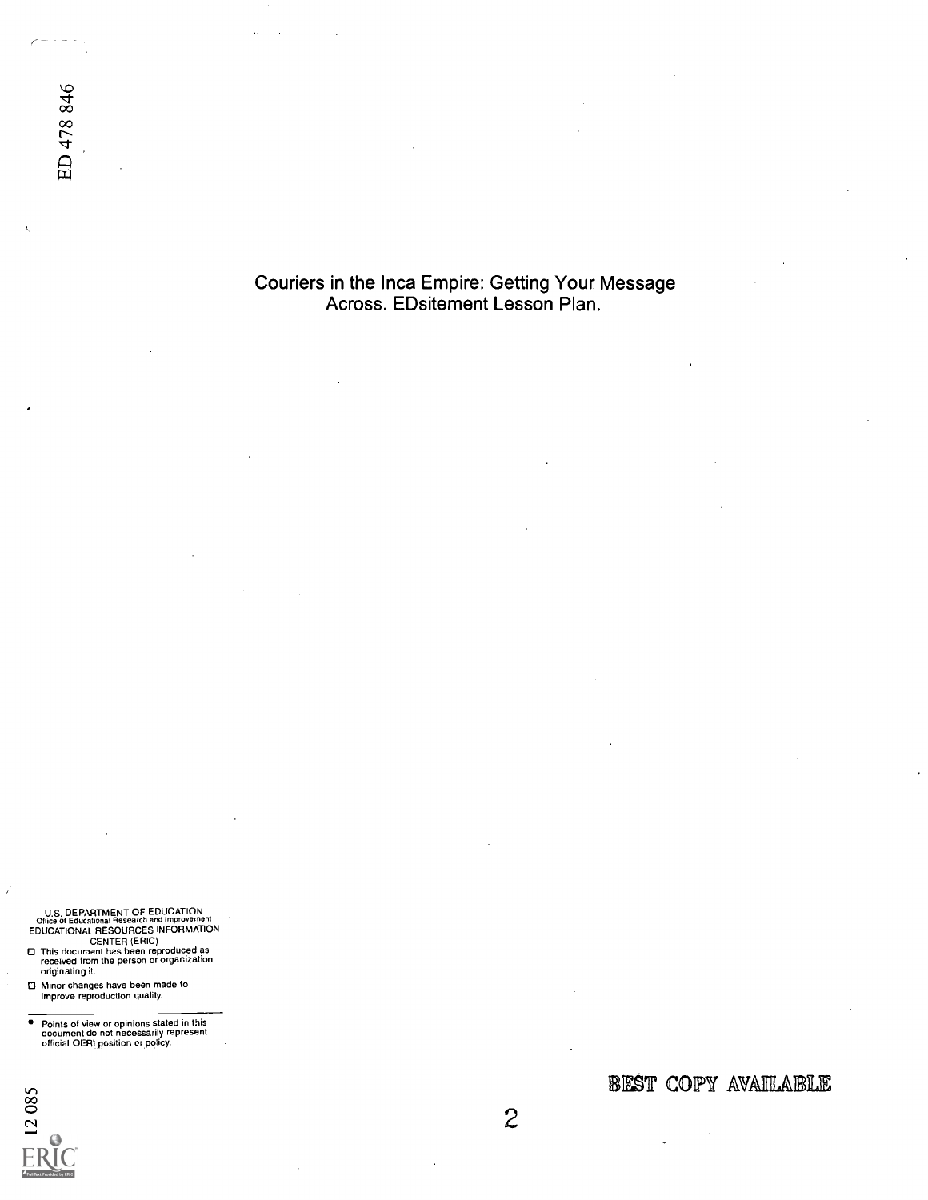ED 478 846

# Couriers in the Inca Empire: Getting Your Message Across. EDsitement Lesson Plan.

U.S. DEPARTMENT OF EDUCATION
Office of Educational Research and Improvement
EDUCATIONAL RESOURCES INFORMATION CENTER (ERIC)

- This document has been reproduced as received from the person or organization originating it.
- Minor changes have been made to improve reproduction quality.

- Points of view or opinions stated in this document do not necessarily represent official OERI position or policy.

BEST COPY AVAILABLE

12 085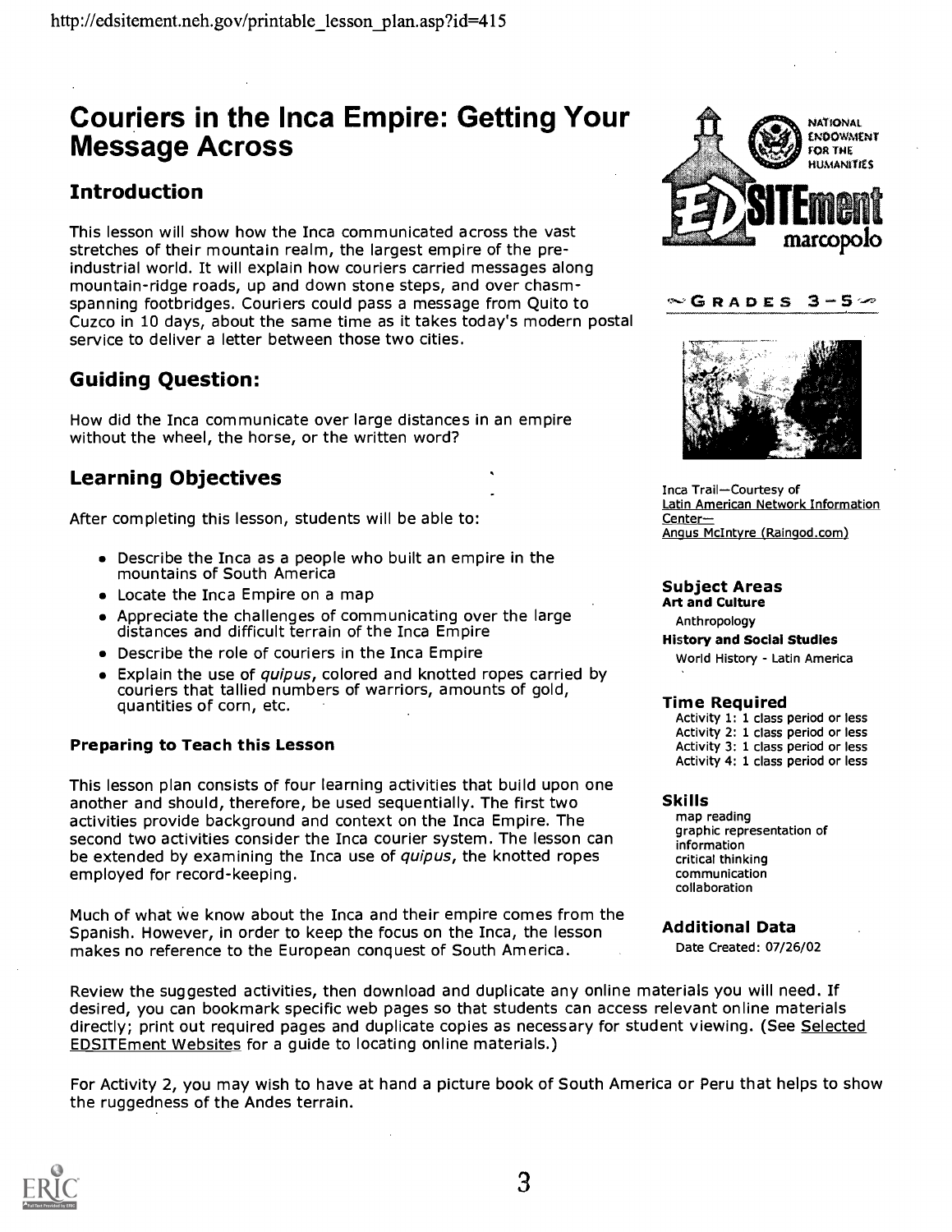# Couriers in the Inca Empire: Getting Your Message Across

## Introduction

This lesson will show how the Inca communicated across the vast stretches of their mountain realm, the largest empire of the pre-industrial world. It will explain how couriers carried messages along mountain-ridge roads, up and down stone steps, and over chasm-spanning footbridges. Couriers could pass a message from Quito to Cuzco in 10 days, about the same time as it takes today's modern postal service to deliver a letter between those two cities.

## Guiding Question:

How did the Inca communicate over large distances in an empire without the wheel, the horse, or the written word?

## Learning Objectives

After completing this lesson, students will be able to:

- Describe the Inca as a people who built an empire in the mountains of South America
- Locate the Inca Empire on a map
- Appreciate the challenges of communicating over the large distances and difficult terrain of the Inca Empire
- Describe the role of couriers in the Inca Empire
- Explain the use of *quipus*, colored and knotted ropes carried by couriers that tallied numbers of warriors, amounts of gold, quantities of corn, etc.

### Preparing to Teach this Lesson

This lesson plan consists of four learning activities that build upon one another and should, therefore, be used sequentially. The first two activities provide background and context on the Inca Empire. The second two activities consider the Inca courier system. The lesson can be extended by examining the Inca use of *quipus*, the knotted ropes employed for record-keeping.

Much of what we know about the Inca and their empire comes from the Spanish. However, in order to keep the focus on the Inca, the lesson makes no reference to the European conquest of South America.

GRADES 3–5

Inca Trail—Courtesy of Latin American Network Information Center—Angus McIntyre (Raingod.com)

**Subject Areas**

**Art and Culture**
Anthropology

**History and Social Studies**
World History - Latin America

**Time Required**
Activity 1: 1 class period or less
Activity 2: 1 class period or less
Activity 3: 1 class period or less
Activity 4: 1 class period or less

**Skills**
map reading
graphic representation of information
critical thinking
communication
collaboration

**Additional Data**
Date Created: 07/26/02

Review the suggested activities, then download and duplicate any online materials you will need. If desired, you can bookmark specific web pages so that students can access relevant online materials directly; print out required pages and duplicate copies as necessary for student viewing. (See Selected EDSITEment Websites for a guide to locating online materials.)

For Activity 2, you may wish to have at hand a picture book of South America or Peru that helps to show the ruggedness of the Andes terrain.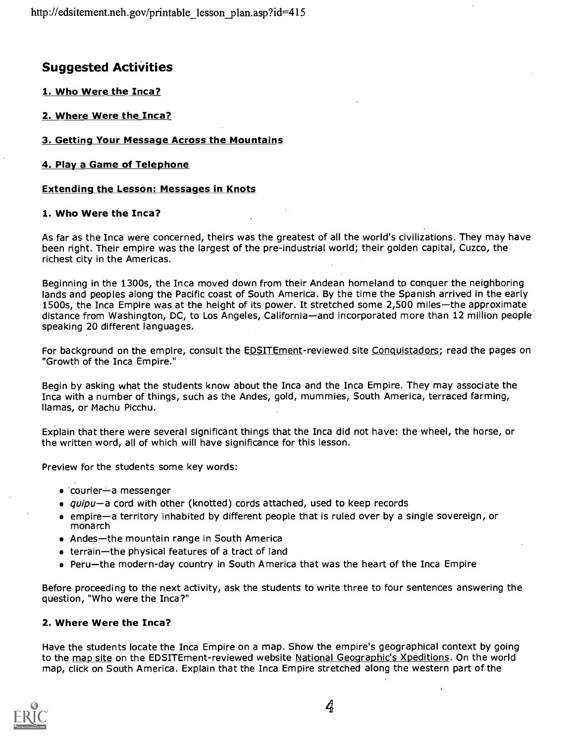## Suggested Activities

**1. Who Were the Inca?**

**2. Where Were the Inca?**

**3. Getting Your Message Across the Mountains**

**4. Play a Game of Telephone**

**Extending the Lesson: Messages in Knots**

### 1. Who Were the Inca?

As far as the Inca were concerned, theirs was the greatest of all the world's civilizations. They may have been right. Their empire was the largest of the pre-industrial world; their golden capital, Cuzco, the richest city in the Americas.

Beginning in the 1300s, the Inca moved down from their Andean homeland to conquer the neighboring lands and peoples along the Pacific coast of South America. By the time the Spanish arrived in the early 1500s, the Inca Empire was at the height of its power. It stretched some 2,500 miles—the approximate distance from Washington, DC, to Los Angeles, California—and incorporated more than 12 million people speaking 20 different languages.

For background on the empire, consult the EDSITEment-reviewed site Conquistadors; read the pages on "Growth of the Inca Empire."

Begin by asking what the students know about the Inca and the Inca Empire. They may associate the Inca with a number of things, such as the Andes, gold, mummies, South America, terraced farming, llamas, or Machu Picchu.

Explain that there were several significant things that the Inca did not have: the wheel, the horse, or the written word, all of which will have significance for this lesson.

Preview for the students some key words:

- courier—a messenger
- *quipu*—a cord with other (knotted) cords attached, used to keep records
- empire—a territory inhabited by different people that is ruled over by a single sovereign, or monarch
- Andes—the mountain range in South America
- terrain—the physical features of a tract of land
- Peru—the modern-day country in South America that was the heart of the Inca Empire

Before proceeding to the next activity, ask the students to write three to four sentences answering the question, "Who were the Inca?"

### 2. Where Were the Inca?

Have the students locate the Inca Empire on a map. Show the empire's geographical context by going to the map site on the EDSITEment-reviewed website National Geographic's Xpeditions. On the world map, click on South America. Explain that the Inca Empire stretched along the western part of the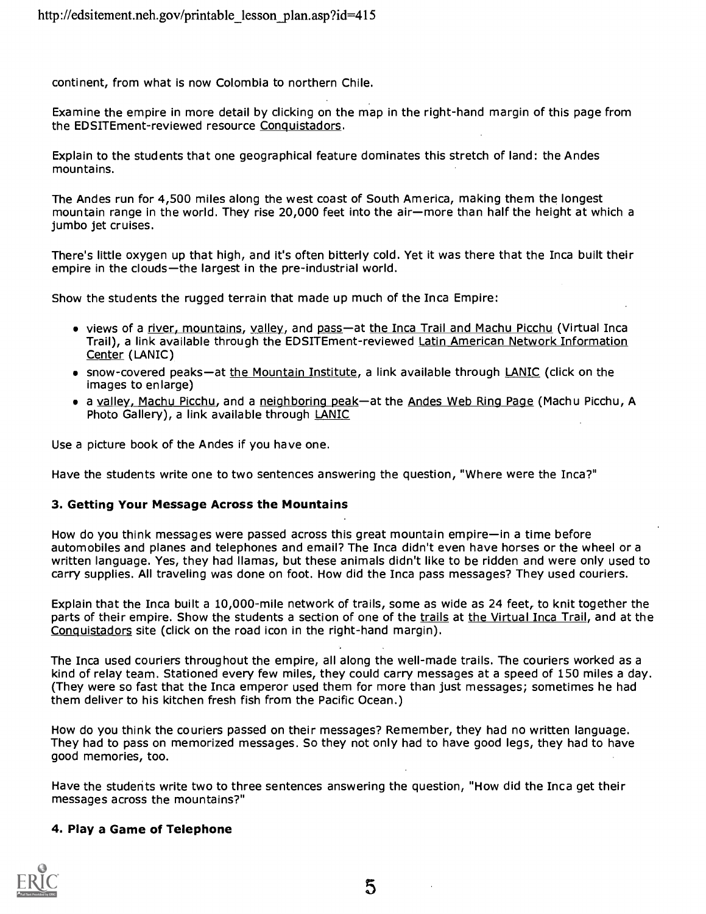continent, from what is now Colombia to northern Chile.

Examine the empire in more detail by clicking on the map in the right-hand margin of this page from the EDSITEment-reviewed resource Conquistadors.

Explain to the students that one geographical feature dominates this stretch of land: the Andes mountains.

The Andes run for 4,500 miles along the west coast of South America, making them the longest mountain range in the world. They rise 20,000 feet into the air—more than half the height at which a jumbo jet cruises.

There's little oxygen up that high, and it's often bitterly cold. Yet it was there that the Inca built their empire in the clouds—the largest in the pre-industrial world.

Show the students the rugged terrain that made up much of the Inca Empire:

- views of a river, mountains, valley, and pass—at the Inca Trail and Machu Picchu (Virtual Inca Trail), a link available through the EDSITEment-reviewed Latin American Network Information Center (LANIC)
- snow-covered peaks—at the Mountain Institute, a link available through LANIC (click on the images to enlarge)
- a valley, Machu Picchu, and a neighboring peak—at the Andes Web Ring Page (Machu Picchu, A Photo Gallery), a link available through LANIC

Use a picture book of the Andes if you have one.

Have the students write one to two sentences answering the question, "Where were the Inca?"

### 3. Getting Your Message Across the Mountains

How do you think messages were passed across this great mountain empire—in a time before automobiles and planes and telephones and email? The Inca didn't even have horses or the wheel or a written language. Yes, they had llamas, but these animals didn't like to be ridden and were only used to carry supplies. All traveling was done on foot. How did the Inca pass messages? They used couriers.

Explain that the Inca built a 10,000-mile network of trails, some as wide as 24 feet, to knit together the parts of their empire. Show the students a section of one of the trails at the Virtual Inca Trail, and at the Conquistadors site (click on the road icon in the right-hand margin).

The Inca used couriers throughout the empire, all along the well-made trails. The couriers worked as a kind of relay team. Stationed every few miles, they could carry messages at a speed of 150 miles a day. (They were so fast that the Inca emperor used them for more than just messages; sometimes he had them deliver to his kitchen fresh fish from the Pacific Ocean.)

How do you think the couriers passed on their messages? Remember, they had no written language. They had to pass on memorized messages. So they not only had to have good legs, they had to have good memories, too.

Have the students write two to three sentences answering the question, "How did the Inca get their messages across the mountains?"

### 4. Play a Game of Telephone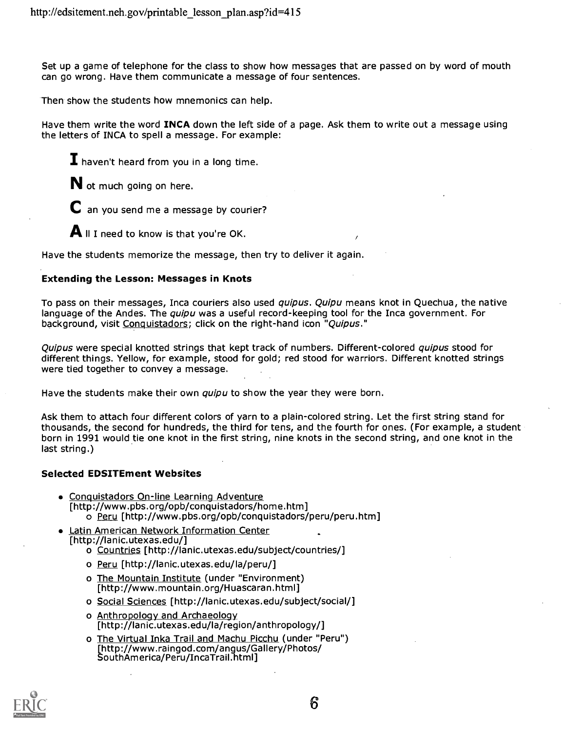Set up a game of telephone for the class to show how messages that are passed on by word of mouth can go wrong. Have them communicate a message of four sentences.

Then show the students how mnemonics can help.

Have them write the word **INCA** down the left side of a page. Ask them to write out a message using the letters of INCA to spell a message. For example:

> **I** haven't heard from you in a long time.
>
> **N** ot much going on here.
>
> **C** an you send me a message by courier?
>
> **A** ll I need to know is that you're OK.

Have the students memorize the message, then try to deliver it again.

### Extending the Lesson: Messages in Knots

To pass on their messages, Inca couriers also used *quipus*. *Quipu* means knot in Quechua, the native language of the Andes. The *quipu* was a useful record-keeping tool for the Inca government. For background, visit Conquistadors; click on the right-hand icon "*Quipus*."

*Quipus* were special knotted strings that kept track of numbers. Different-colored *quipus* stood for different things. Yellow, for example, stood for gold; red stood for warriors. Different knotted strings were tied together to convey a message.

Have the students make their own *quipu* to show the year they were born.

Ask them to attach four different colors of yarn to a plain-colored string. Let the first string stand for thousands, the second for hundreds, the third for tens, and the fourth for ones. (For example, a student born in 1991 would tie one knot in the first string, nine knots in the second string, and one knot in the last string.)

### Selected EDSITEment Websites

- Conquistadors On-line Learning Adventure [http://www.pbs.org/opb/conquistadors/home.htm]
  - Peru [http://www.pbs.org/opb/conquistadors/peru/peru.htm]
- Latin American Network Information Center [http://lanic.utexas.edu/]
  - Countries [http://lanic.utexas.edu/subject/countries/]
  - Peru [http://lanic.utexas.edu/la/peru/]
  - The Mountain Institute (under "Environment") [http://www.mountain.org/Huascaran.html]
  - Social Sciences [http://lanic.utexas.edu/subject/social/]
  - Anthropology and Archaeology [http://lanic.utexas.edu/la/region/anthropology/]
  - The Virtual Inka Trail and Machu Picchu (under "Peru") [http://www.raingod.com/angus/Gallery/Photos/SouthAmerica/Peru/IncaTrail.html]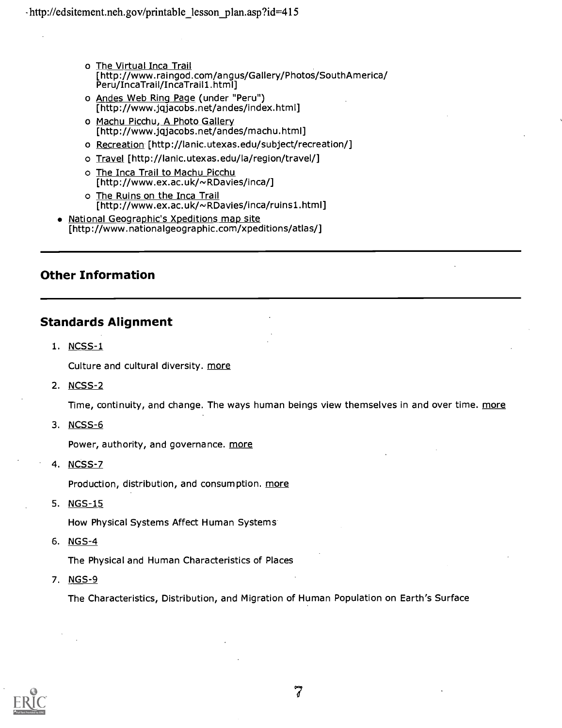- The Virtual Inca Trail [http://www.raingod.com/angus/Gallery/Photos/SouthAmerica/Peru/IncaTrail/IncaTrail1.html]
    - Andes Web Ring Page (under "Peru") [http://www.jqjacobs.net/andes/index.html]
    - Machu Picchu, A Photo Gallery [http://www.jqjacobs.net/andes/machu.html]
    - Recreation [http://lanic.utexas.edu/subject/recreation/]
    - Travel [http://lanic.utexas.edu/la/region/travel/]
    - The Inca Trail to Machu Picchu [http://www.ex.ac.uk/~RDavies/inca/]
    - The Ruins on the Inca Trail [http://www.ex.ac.uk/~RDavies/inca/ruins1.html]
- National Geographic's Xpeditions map site [http://www.nationalgeographic.com/xpeditions/atlas/]

## Other Information

## Standards Alignment

1. NCSS-1

   Culture and cultural diversity. more

2. NCSS-2

   Time, continuity, and change. The ways human beings view themselves in and over time. more

3. NCSS-6

   Power, authority, and governance. more

4. NCSS-7

   Production, distribution, and consumption. more

5. NGS-15

   How Physical Systems Affect Human Systems

6. NGS-4

   The Physical and Human Characteristics of Places

7. NGS-9

   The Characteristics, Distribution, and Migration of Human Population on Earth's Surface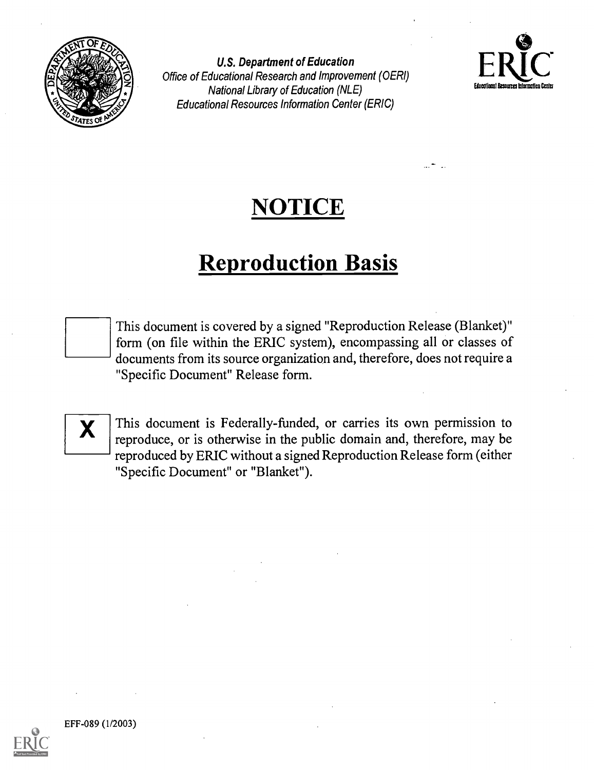U.S. Department of Education
*Office of Educational Research and Improvement (OERI)*
*National Library of Education (NLE)*
*Educational Resources Information Center (ERIC)*

ERIC Educational Resources Information Center

# NOTICE

# Reproduction Basis

[ ] This document is covered by a signed "Reproduction Release (Blanket)" form (on file within the ERIC system), encompassing all or classes of documents from its source organization and, therefore, does not require a "Specific Document" Release form.

[X] This document is Federally-funded, or carries its own permission to reproduce, or is otherwise in the public domain and, therefore, may be reproduced by ERIC without a signed Reproduction Release form (either "Specific Document" or "Blanket").

EFF-089 (1/2003)